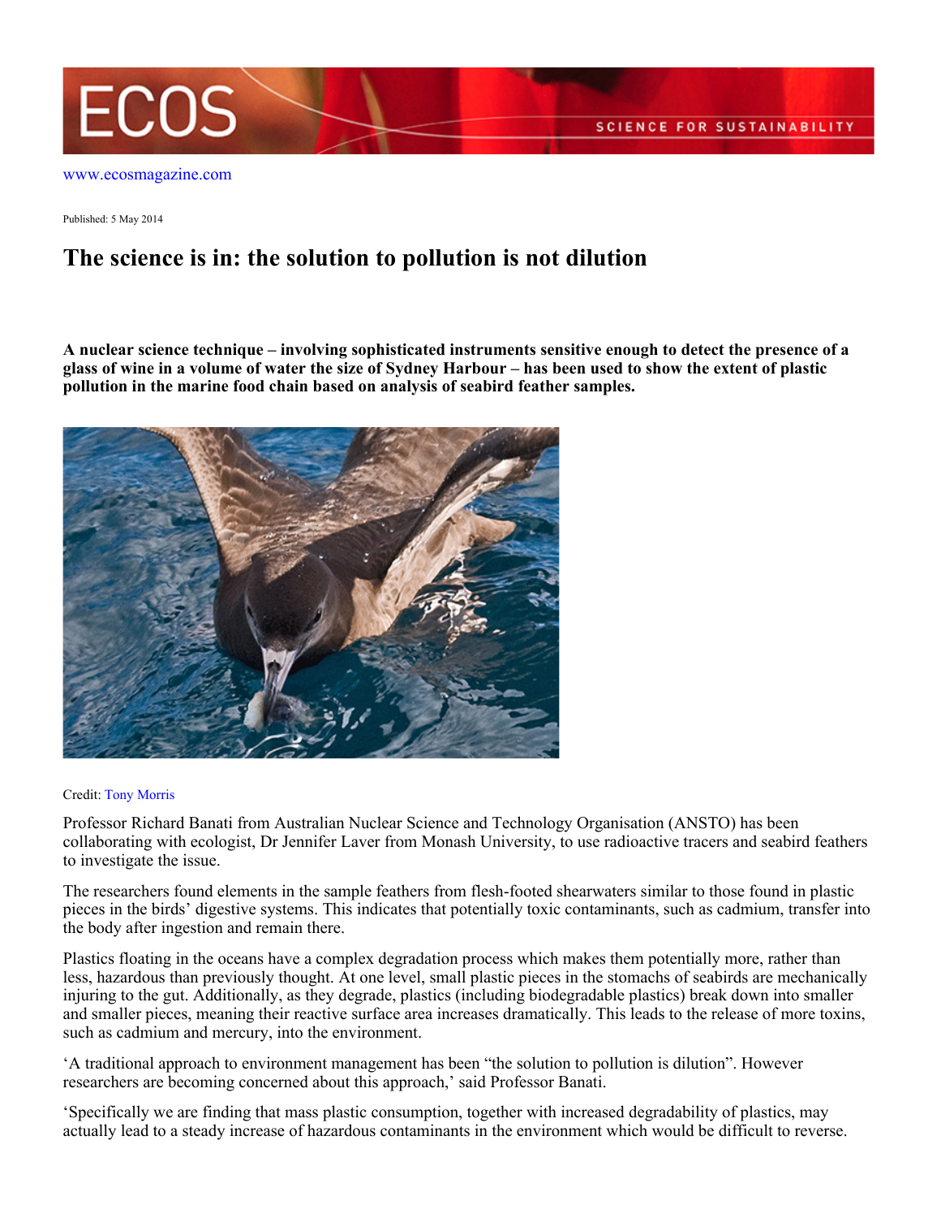www.ecosmagazine.com

Published: 5 May 2014

# The science is in: the solution to pollution is not dilution

**A nuclear science technique – involving sophisticated instruments sensitive enough to detect the presence of a glass of wine in a volume of water the size of Sydney Harbour – has been used to show the extent of plastic pollution in the marine food chain based on analysis of seabird feather samples.**

Credit: Tony Morris

Professor Richard Banati from Australian Nuclear Science and Technology Organisation (ANSTO) has been collaborating with ecologist, Dr Jennifer Laver from Monash University, to use radioactive tracers and seabird feathers to investigate the issue.

The researchers found elements in the sample feathers from flesh-footed shearwaters similar to those found in plastic pieces in the birds' digestive systems. This indicates that potentially toxic contaminants, such as cadmium, transfer into the body after ingestion and remain there.

Plastics floating in the oceans have a complex degradation process which makes them potentially more, rather than less, hazardous than previously thought. At one level, small plastic pieces in the stomachs of seabirds are mechanically injuring to the gut. Additionally, as they degrade, plastics (including biodegradable plastics) break down into smaller and smaller pieces, meaning their reactive surface area increases dramatically. This leads to the release of more toxins, such as cadmium and mercury, into the environment.

'A traditional approach to environment management has been "the solution to pollution is dilution". However researchers are becoming concerned about this approach,' said Professor Banati.

'Specifically we are finding that mass plastic consumption, together with increased degradability of plastics, may actually lead to a steady increase of hazardous contaminants in the environment which would be difficult to reverse.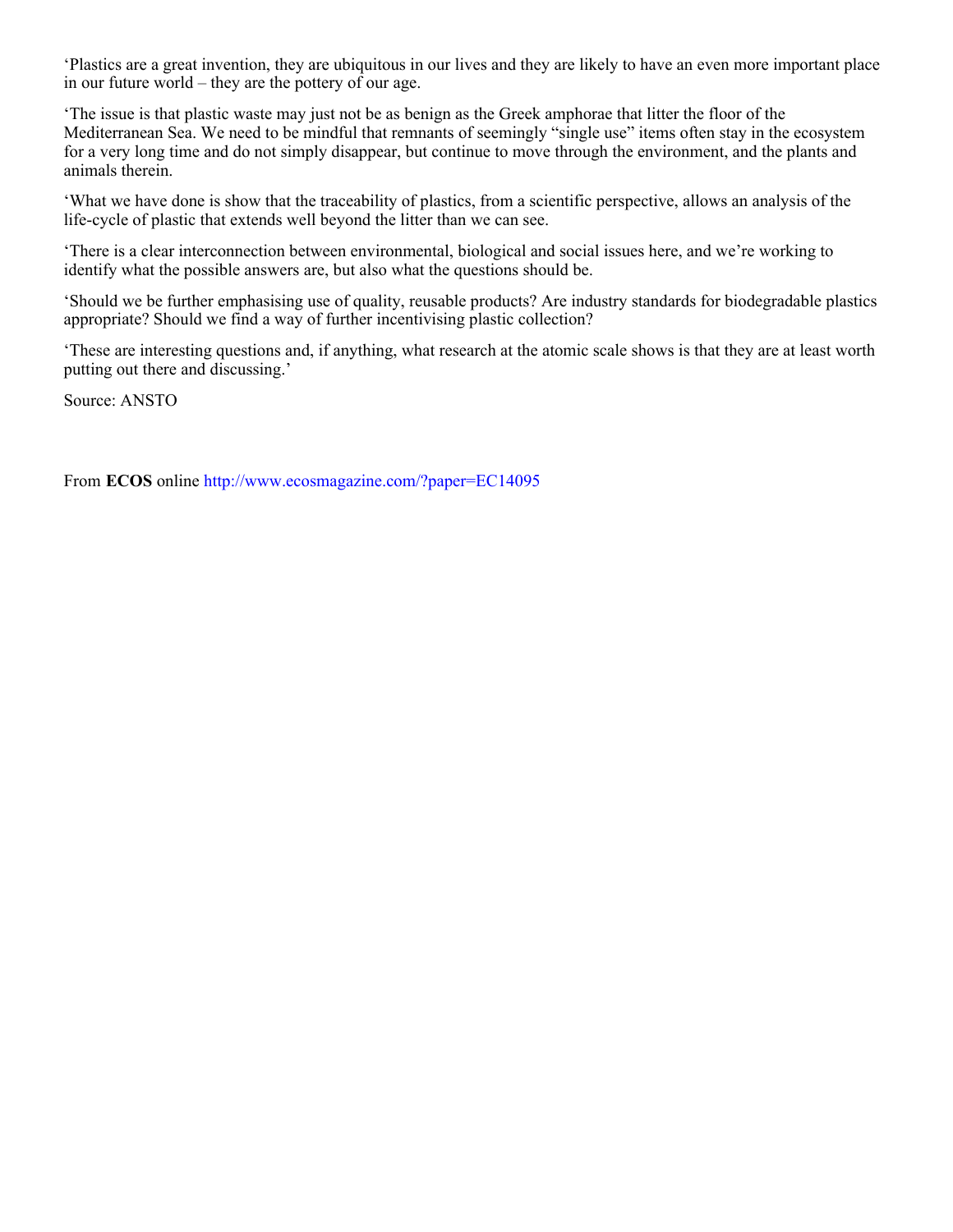'Plastics are a great invention, they are ubiquitous in our lives and they are likely to have an even more important place in our future world – they are the pottery of our age.

'The issue is that plastic waste may just not be as benign as the Greek amphorae that litter the floor of the Mediterranean Sea. We need to be mindful that remnants of seemingly "single use" items often stay in the ecosystem for a very long time and do not simply disappear, but continue to move through the environment, and the plants and animals therein.

'What we have done is show that the traceability of plastics, from a scientific perspective, allows an analysis of the life-cycle of plastic that extends well beyond the litter than we can see.

'There is a clear interconnection between environmental, biological and social issues here, and we're working to identify what the possible answers are, but also what the questions should be.

'Should we be further emphasising use of quality, reusable products? Are industry standards for biodegradable plastics appropriate? Should we find a way of further incentivising plastic collection?

'These are interesting questions and, if anything, what research at the atomic scale shows is that they are at least worth putting out there and discussing.'

Source: ANSTO

From **ECOS** online http://www.ecosmagazine.com/?paper=EC14095